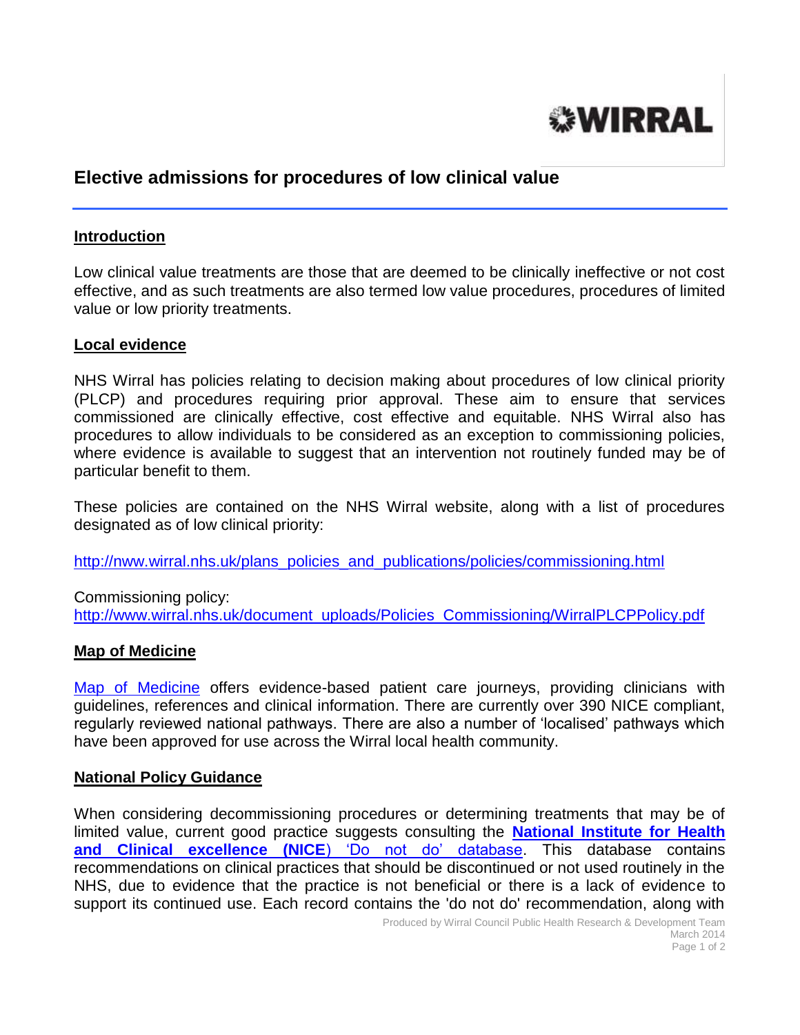WIRRAL

# Elective admissions for procedures of low clinical value

## Introduction

Low clinical value treatments are those that are deemed to be clinically ineffective or not cost effective, and as such treatments are also termed low value procedures, procedures of limited value or low priority treatments.

## Local evidence

NHS Wirral has policies relating to decision making about procedures of low clinical priority (PLCP) and procedures requiring prior approval. These aim to ensure that services commissioned are clinically effective, cost effective and equitable. NHS Wirral also has procedures to allow individuals to be considered as an exception to commissioning policies, where evidence is available to suggest that an intervention not routinely funded may be of particular benefit to them.

These policies are contained on the NHS Wirral website, along with a list of procedures designated as of low clinical priority:

http://nww.wirral.nhs.uk/plans_policies_and_publications/policies/commissioning.html

Commissioning policy:
http://www.wirral.nhs.uk/document_uploads/Policies_Commissioning/WirralPLCPPolicy.pdf

## Map of Medicine

Map of Medicine offers evidence-based patient care journeys, providing clinicians with guidelines, references and clinical information. There are currently over 390 NICE compliant, regularly reviewed national pathways. There are also a number of 'localised' pathways which have been approved for use across the Wirral local health community.

## National Policy Guidance

When considering decommissioning procedures or determining treatments that may be of limited value, current good practice suggests consulting the **National Institute for Health and Clinical excellence (NICE**) 'Do not do' database. This database contains recommendations on clinical practices that should be discontinued or not used routinely in the NHS, due to evidence that the practice is not beneficial or there is a lack of evidence to support its continued use. Each record contains the 'do not do' recommendation, along with

Produced by Wirral Council Public Health Research & Development Team
March 2014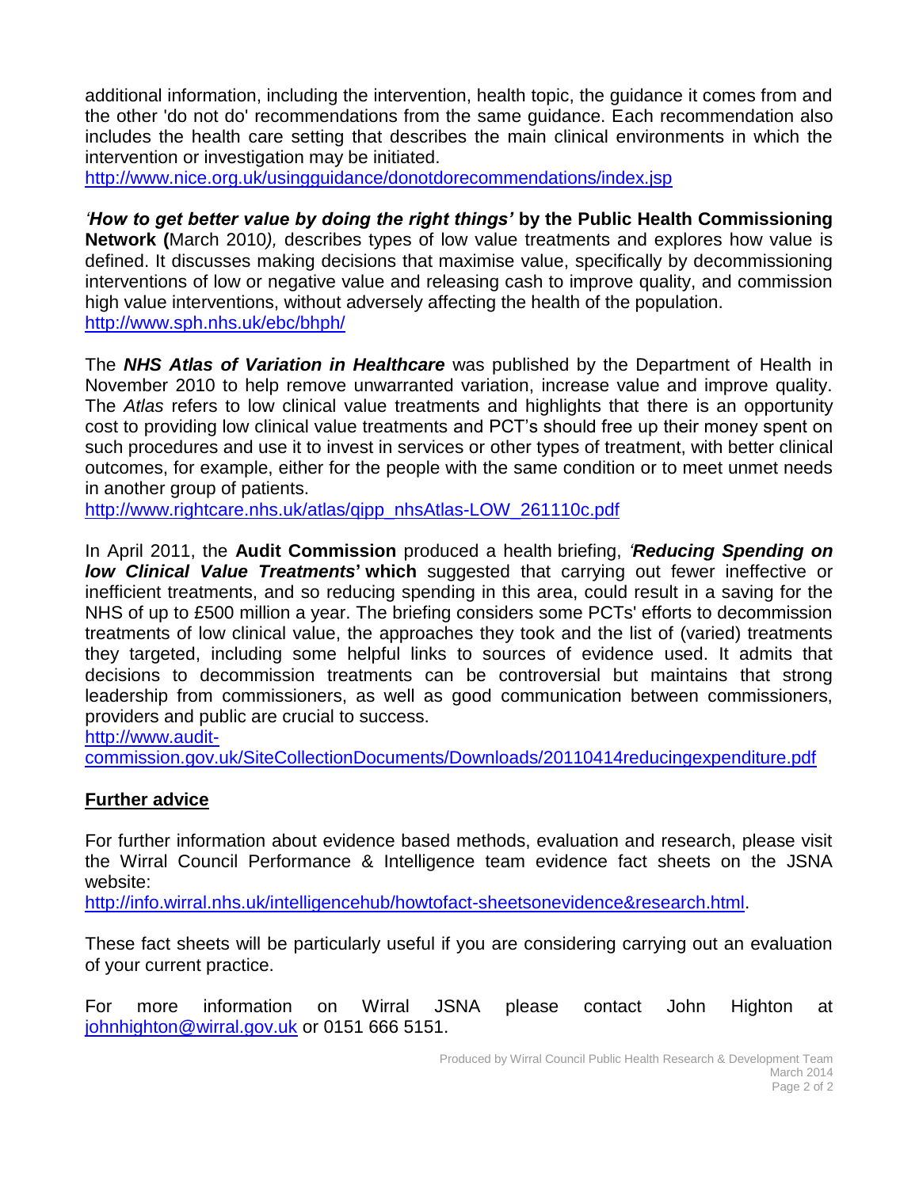additional information, including the intervention, health topic, the guidance it comes from and the other 'do not do' recommendations from the same guidance. Each recommendation also includes the health care setting that describes the main clinical environments in which the intervention or investigation may be initiated.
http://www.nice.org.uk/usingguidance/donotdorecommendations/index.jsp

***'How to get better value by doing the right things'* by the Public Health Commissioning Network (**March 2010*)*, describes types of low value treatments and explores how value is defined. It discusses making decisions that maximise value, specifically by decommissioning interventions of low or negative value and releasing cash to improve quality, and commission high value interventions, without adversely affecting the health of the population.
http://www.sph.nhs.uk/ebc/bhph/

The ***NHS Atlas of Variation in Healthcare*** was published by the Department of Health in November 2010 to help remove unwarranted variation, increase value and improve quality. The *Atlas* refers to low clinical value treatments and highlights that there is an opportunity cost to providing low clinical value treatments and PCT's should free up their money spent on such procedures and use it to invest in services or other types of treatment, with better clinical outcomes, for example, either for the people with the same condition or to meet unmet needs in another group of patients.
http://www.rightcare.nhs.uk/atlas/qipp_nhsAtlas-LOW_261110c.pdf

In April 2011, the **Audit Commission** produced a health briefing, ***'Reducing Spending on low Clinical Value Treatments'* which** suggested that carrying out fewer ineffective or inefficient treatments, and so reducing spending in this area, could result in a saving for the NHS of up to £500 million a year. The briefing considers some PCTs' efforts to decommission treatments of low clinical value, the approaches they took and the list of (varied) treatments they targeted, including some helpful links to sources of evidence used. It admits that decisions to decommission treatments can be controversial but maintains that strong leadership from commissioners, as well as good communication between commissioners, providers and public are crucial to success.
http://www.audit-commission.gov.uk/SiteCollectionDocuments/Downloads/20110414reducingexpenditure.pdf

## Further advice

For further information about evidence based methods, evaluation and research, please visit the Wirral Council Performance & Intelligence team evidence fact sheets on the JSNA website:
http://info.wirral.nhs.uk/intelligencehub/howtofact-sheetsonevidence&research.html.

These fact sheets will be particularly useful if you are considering carrying out an evaluation of your current practice.

For more information on Wirral JSNA please contact John Highton at johnhighton@wirral.gov.uk or 0151 666 5151.

Produced by Wirral Council Public Health Research & Development Team
March 2014